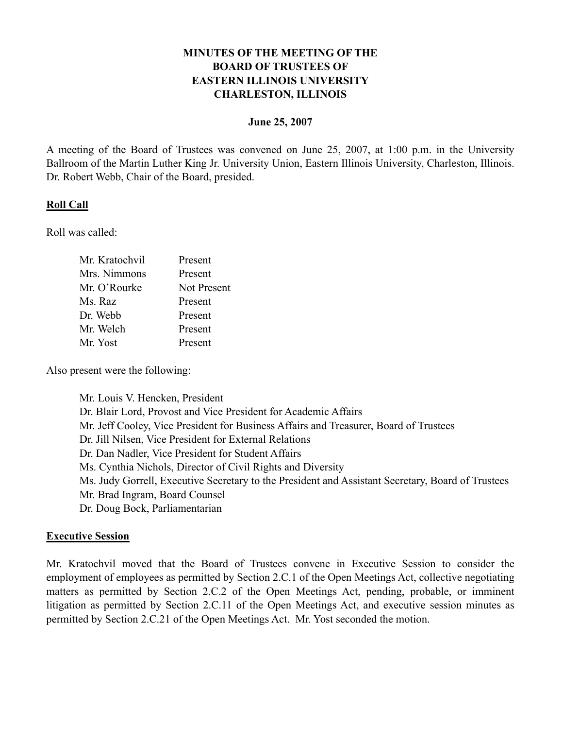# MINUTES OF THE MEETING OF THE BOARD OF TRUSTEES OF EASTERN ILLINOIS UNIVERSITY CHARLESTON, ILLINOIS

**June 25, 2007**

A meeting of the Board of Trustees was convened on June 25, 2007, at 1:00 p.m. in the University Ballroom of the Martin Luther King Jr. University Union, Eastern Illinois University, Charleston, Illinois. Dr. Robert Webb, Chair of the Board, presided.

## Roll Call

Roll was called:

| | |
|---|---|
| Mr. Kratochvil | Present |
| Mrs. Nimmons | Present |
| Mr. O'Rourke | Not Present |
| Ms. Raz | Present |
| Dr. Webb | Present |
| Mr. Welch | Present |
| Mr. Yost | Present |

Also present were the following:

Mr. Louis V. Hencken, President
Dr. Blair Lord, Provost and Vice President for Academic Affairs
Mr. Jeff Cooley, Vice President for Business Affairs and Treasurer, Board of Trustees
Dr. Jill Nilsen, Vice President for External Relations
Dr. Dan Nadler, Vice President for Student Affairs
Ms. Cynthia Nichols, Director of Civil Rights and Diversity
Ms. Judy Gorrell, Executive Secretary to the President and Assistant Secretary, Board of Trustees
Mr. Brad Ingram, Board Counsel
Dr. Doug Bock, Parliamentarian

## Executive Session

Mr. Kratochvil moved that the Board of Trustees convene in Executive Session to consider the employment of employees as permitted by Section 2.C.1 of the Open Meetings Act, collective negotiating matters as permitted by Section 2.C.2 of the Open Meetings Act, pending, probable, or imminent litigation as permitted by Section 2.C.11 of the Open Meetings Act, and executive session minutes as permitted by Section 2.C.21 of the Open Meetings Act. Mr. Yost seconded the motion.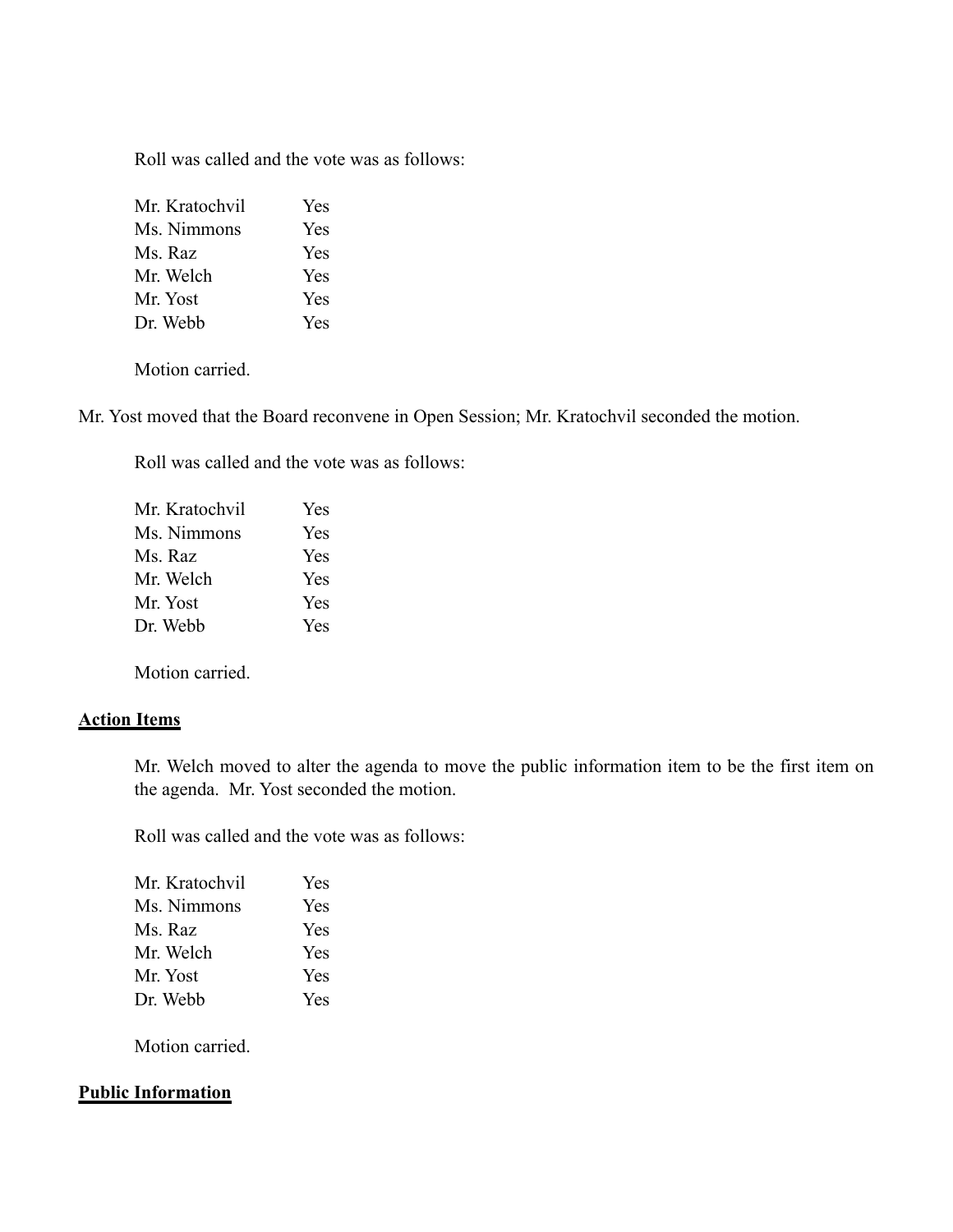Roll was called and the vote was as follows:

| | |
|---|---|
| Mr. Kratochvil | Yes |
| Ms. Nimmons | Yes |
| Ms. Raz | Yes |
| Mr. Welch | Yes |
| Mr. Yost | Yes |
| Dr. Webb | Yes |

Motion carried.

Mr. Yost moved that the Board reconvene in Open Session; Mr. Kratochvil seconded the motion.

Roll was called and the vote was as follows:

| | |
|---|---|
| Mr. Kratochvil | Yes |
| Ms. Nimmons | Yes |
| Ms. Raz | Yes |
| Mr. Welch | Yes |
| Mr. Yost | Yes |
| Dr. Webb | Yes |

Motion carried.

**Action Items**

Mr. Welch moved to alter the agenda to move the public information item to be the first item on the agenda. Mr. Yost seconded the motion.

Roll was called and the vote was as follows:

| | |
|---|---|
| Mr. Kratochvil | Yes |
| Ms. Nimmons | Yes |
| Ms. Raz | Yes |
| Mr. Welch | Yes |
| Mr. Yost | Yes |
| Dr. Webb | Yes |

Motion carried.

**Public Information**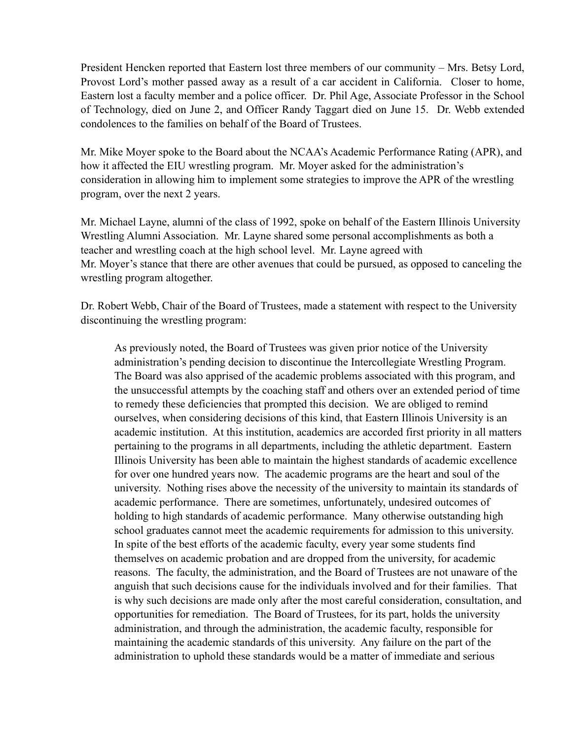President Hencken reported that Eastern lost three members of our community – Mrs. Betsy Lord, Provost Lord's mother passed away as a result of a car accident in California. Closer to home, Eastern lost a faculty member and a police officer. Dr. Phil Age, Associate Professor in the School of Technology, died on June 2, and Officer Randy Taggart died on June 15. Dr. Webb extended condolences to the families on behalf of the Board of Trustees.

Mr. Mike Moyer spoke to the Board about the NCAA's Academic Performance Rating (APR), and how it affected the EIU wrestling program. Mr. Moyer asked for the administration's consideration in allowing him to implement some strategies to improve the APR of the wrestling program, over the next 2 years.

Mr. Michael Layne, alumni of the class of 1992, spoke on behalf of the Eastern Illinois University Wrestling Alumni Association. Mr. Layne shared some personal accomplishments as both a teacher and wrestling coach at the high school level. Mr. Layne agreed with Mr. Moyer's stance that there are other avenues that could be pursued, as opposed to canceling the wrestling program altogether.

Dr. Robert Webb, Chair of the Board of Trustees, made a statement with respect to the University discontinuing the wrestling program:

> As previously noted, the Board of Trustees was given prior notice of the University administration's pending decision to discontinue the Intercollegiate Wrestling Program. The Board was also apprised of the academic problems associated with this program, and the unsuccessful attempts by the coaching staff and others over an extended period of time to remedy these deficiencies that prompted this decision. We are obliged to remind ourselves, when considering decisions of this kind, that Eastern Illinois University is an academic institution. At this institution, academics are accorded first priority in all matters pertaining to the programs in all departments, including the athletic department. Eastern Illinois University has been able to maintain the highest standards of academic excellence for over one hundred years now. The academic programs are the heart and soul of the university. Nothing rises above the necessity of the university to maintain its standards of academic performance. There are sometimes, unfortunately, undesired outcomes of holding to high standards of academic performance. Many otherwise outstanding high school graduates cannot meet the academic requirements for admission to this university. In spite of the best efforts of the academic faculty, every year some students find themselves on academic probation and are dropped from the university, for academic reasons. The faculty, the administration, and the Board of Trustees are not unaware of the anguish that such decisions cause for the individuals involved and for their families. That is why such decisions are made only after the most careful consideration, consultation, and opportunities for remediation. The Board of Trustees, for its part, holds the university administration, and through the administration, the academic faculty, responsible for maintaining the academic standards of this university. Any failure on the part of the administration to uphold these standards would be a matter of immediate and serious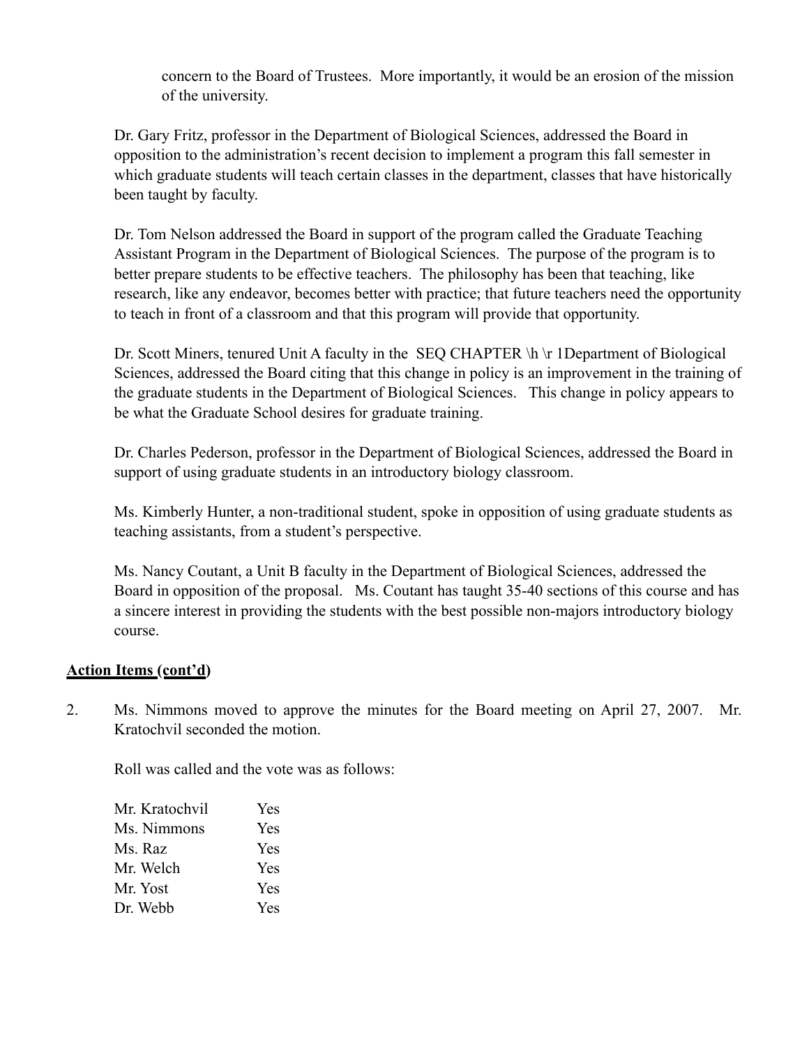concern to the Board of Trustees. More importantly, it would be an erosion of the mission of the university.

Dr. Gary Fritz, professor in the Department of Biological Sciences, addressed the Board in opposition to the administration's recent decision to implement a program this fall semester in which graduate students will teach certain classes in the department, classes that have historically been taught by faculty.

Dr. Tom Nelson addressed the Board in support of the program called the Graduate Teaching Assistant Program in the Department of Biological Sciences. The purpose of the program is to better prepare students to be effective teachers. The philosophy has been that teaching, like research, like any endeavor, becomes better with practice; that future teachers need the opportunity to teach in front of a classroom and that this program will provide that opportunity.

Dr. Scott Miners, tenured Unit A faculty in the SEQ CHAPTER \h \r 1Department of Biological Sciences, addressed the Board citing that this change in policy is an improvement in the training of the graduate students in the Department of Biological Sciences. This change in policy appears to be what the Graduate School desires for graduate training.

Dr. Charles Pederson, professor in the Department of Biological Sciences, addressed the Board in support of using graduate students in an introductory biology classroom.

Ms. Kimberly Hunter, a non-traditional student, spoke in opposition of using graduate students as teaching assistants, from a student's perspective.

Ms. Nancy Coutant, a Unit B faculty in the Department of Biological Sciences, addressed the Board in opposition of the proposal. Ms. Coutant has taught 35-40 sections of this course and has a sincere interest in providing the students with the best possible non-majors introductory biology course.

**Action Items (cont'd)**

2. Ms. Nimmons moved to approve the minutes for the Board meeting on April 27, 2007. Mr. Kratochvil seconded the motion.

   Roll was called and the vote was as follows:

| | |
|---|---|
| Mr. Kratochvil | Yes |
| Ms. Nimmons | Yes |
| Ms. Raz | Yes |
| Mr. Welch | Yes |
| Mr. Yost | Yes |
| Dr. Webb | Yes |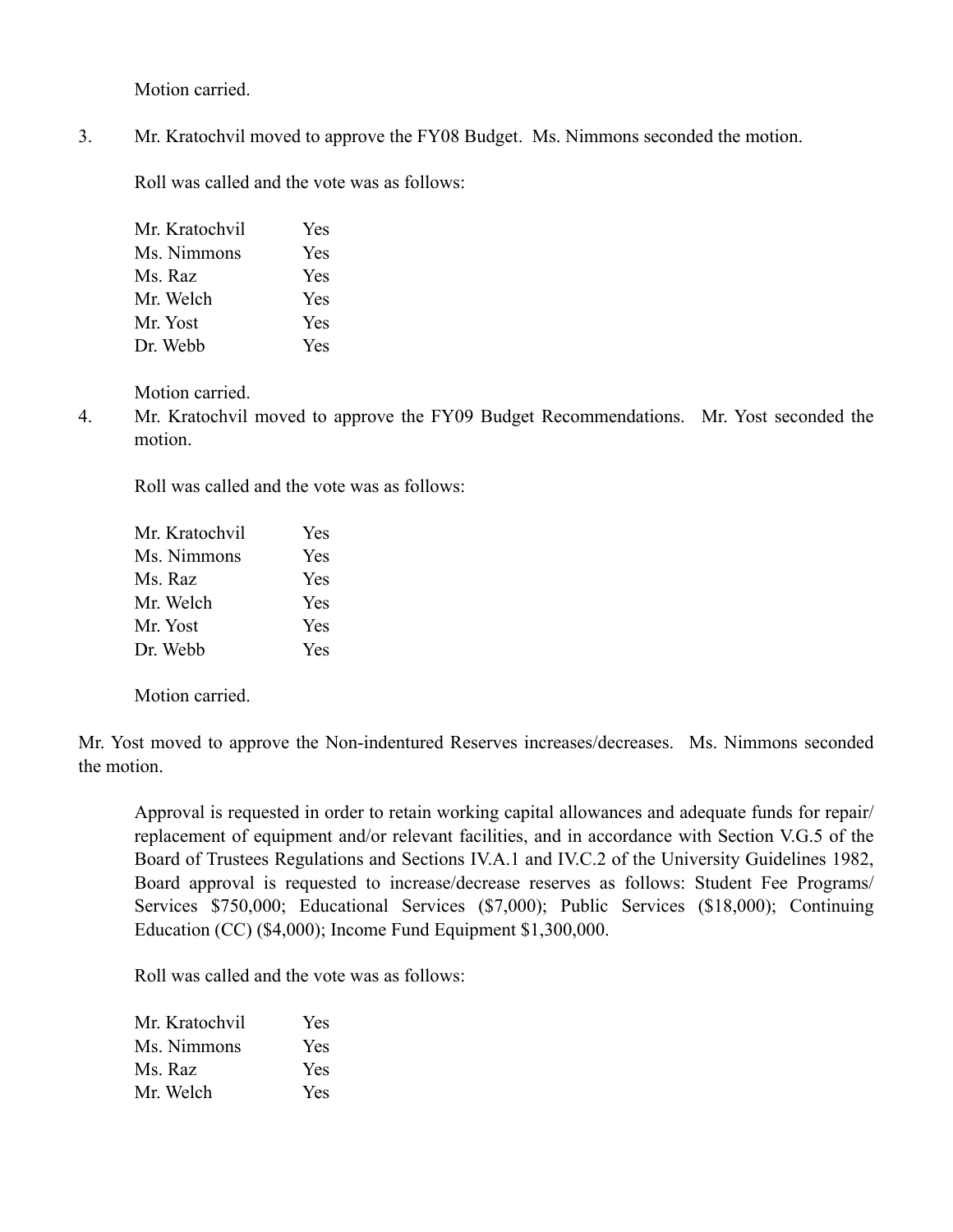Motion carried.

3. Mr. Kratochvil moved to approve the FY08 Budget. Ms. Nimmons seconded the motion.

   Roll was called and the vote was as follows:

   | | |
   |---|---|
   | Mr. Kratochvil | Yes |
   | Ms. Nimmons | Yes |
   | Ms. Raz | Yes |
   | Mr. Welch | Yes |
   | Mr. Yost | Yes |
   | Dr. Webb | Yes |

   Motion carried.

4. Mr. Kratochvil moved to approve the FY09 Budget Recommendations. Mr. Yost seconded the motion.

   Roll was called and the vote was as follows:

   | | |
   |---|---|
   | Mr. Kratochvil | Yes |
   | Ms. Nimmons | Yes |
   | Ms. Raz | Yes |
   | Mr. Welch | Yes |
   | Mr. Yost | Yes |
   | Dr. Webb | Yes |

   Motion carried.

Mr. Yost moved to approve the Non-indentured Reserves increases/decreases. Ms. Nimmons seconded the motion.

Approval is requested in order to retain working capital allowances and adequate funds for repair/replacement of equipment and/or relevant facilities, and in accordance with Section V.G.5 of the Board of Trustees Regulations and Sections IV.A.1 and IV.C.2 of the University Guidelines 1982, Board approval is requested to increase/decrease reserves as follows: Student Fee Programs/Services $750,000; Educational Services ($7,000); Public Services ($18,000); Continuing Education (CC) ($4,000); Income Fund Equipment $1,300,000.

Roll was called and the vote was as follows:

| | |
|---|---|
| Mr. Kratochvil | Yes |
| Ms. Nimmons | Yes |
| Ms. Raz | Yes |
| Mr. Welch | Yes |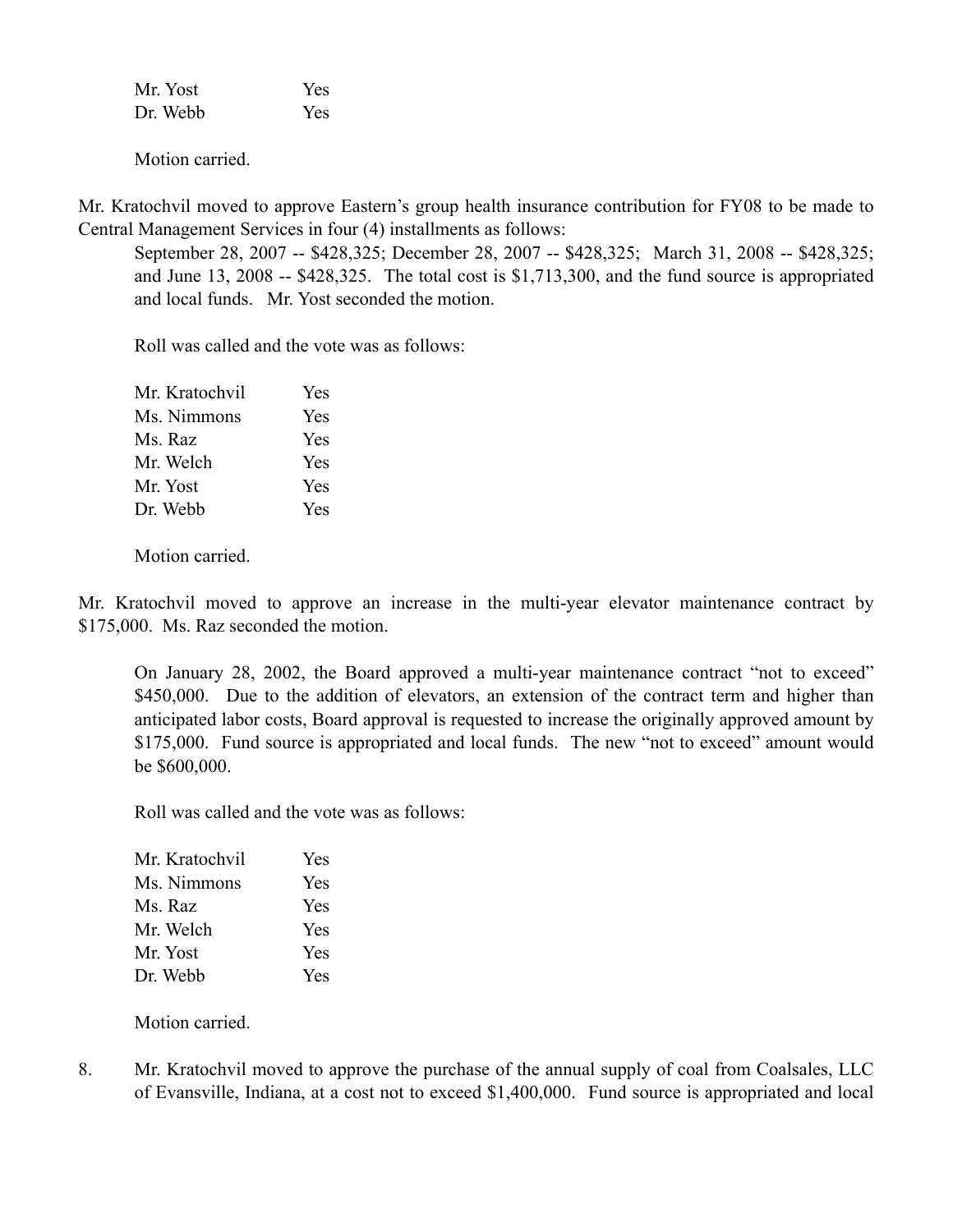| | |
|---|---|
| Mr. Yost | Yes |
| Dr. Webb | Yes |

Motion carried.

Mr. Kratochvil moved to approve Eastern's group health insurance contribution for FY08 to be made to Central Management Services in four (4) installments as follows:

September 28, 2007 -- $428,325; December 28, 2007 -- $428,325; March 31, 2008 -- $428,325; and June 13, 2008 -- $428,325. The total cost is $1,713,300, and the fund source is appropriated and local funds. Mr. Yost seconded the motion.

Roll was called and the vote was as follows:

| | |
|---|---|
| Mr. Kratochvil | Yes |
| Ms. Nimmons | Yes |
| Ms. Raz | Yes |
| Mr. Welch | Yes |
| Mr. Yost | Yes |
| Dr. Webb | Yes |

Motion carried.

Mr. Kratochvil moved to approve an increase in the multi-year elevator maintenance contract by $175,000. Ms. Raz seconded the motion.

On January 28, 2002, the Board approved a multi-year maintenance contract "not to exceed" $450,000. Due to the addition of elevators, an extension of the contract term and higher than anticipated labor costs, Board approval is requested to increase the originally approved amount by $175,000. Fund source is appropriated and local funds. The new "not to exceed" amount would be $600,000.

Roll was called and the vote was as follows:

| | |
|---|---|
| Mr. Kratochvil | Yes |
| Ms. Nimmons | Yes |
| Ms. Raz | Yes |
| Mr. Welch | Yes |
| Mr. Yost | Yes |
| Dr. Webb | Yes |

Motion carried.

8. Mr. Kratochvil moved to approve the purchase of the annual supply of coal from Coalsales, LLC of Evansville, Indiana, at a cost not to exceed $1,400,000. Fund source is appropriated and local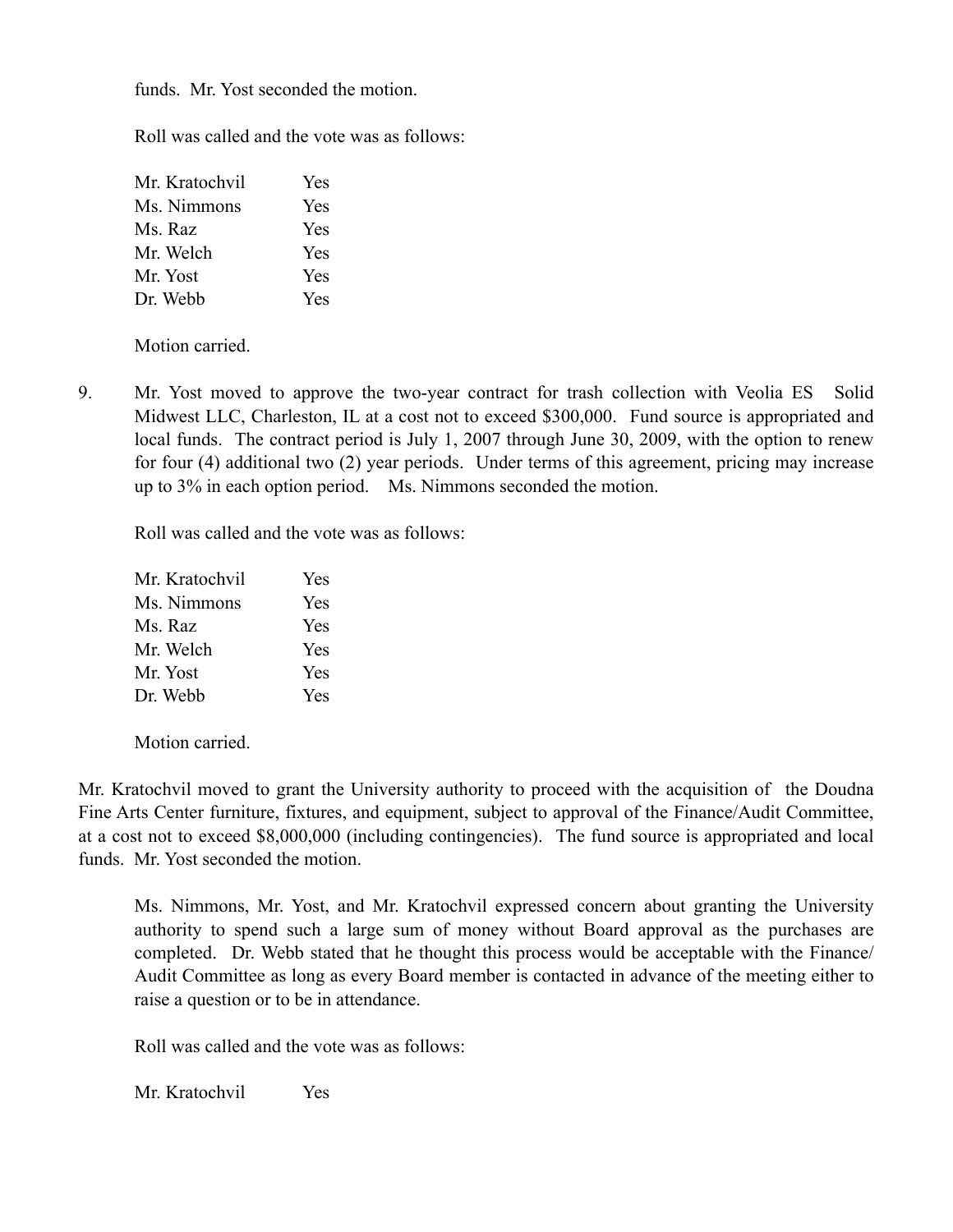funds. Mr. Yost seconded the motion.

Roll was called and the vote was as follows:

| | |
|---|---|
| Mr. Kratochvil | Yes |
| Ms. Nimmons | Yes |
| Ms. Raz | Yes |
| Mr. Welch | Yes |
| Mr. Yost | Yes |
| Dr. Webb | Yes |

Motion carried.

9. Mr. Yost moved to approve the two-year contract for trash collection with Veolia ES Solid Midwest LLC, Charleston, IL at a cost not to exceed $300,000. Fund source is appropriated and local funds. The contract period is July 1, 2007 through June 30, 2009, with the option to renew for four (4) additional two (2) year periods. Under terms of this agreement, pricing may increase up to 3% in each option period. Ms. Nimmons seconded the motion.

   Roll was called and the vote was as follows:

| | |
|---|---|
| Mr. Kratochvil | Yes |
| Ms. Nimmons | Yes |
| Ms. Raz | Yes |
| Mr. Welch | Yes |
| Mr. Yost | Yes |
| Dr. Webb | Yes |

   Motion carried.

Mr. Kratochvil moved to grant the University authority to proceed with the acquisition of the Doudna Fine Arts Center furniture, fixtures, and equipment, subject to approval of the Finance/Audit Committee, at a cost not to exceed $8,000,000 (including contingencies). The fund source is appropriated and local funds. Mr. Yost seconded the motion.

Ms. Nimmons, Mr. Yost, and Mr. Kratochvil expressed concern about granting the University authority to spend such a large sum of money without Board approval as the purchases are completed. Dr. Webb stated that he thought this process would be acceptable with the Finance/ Audit Committee as long as every Board member is contacted in advance of the meeting either to raise a question or to be in attendance.

Roll was called and the vote was as follows:

| | |
|---|---|
| Mr. Kratochvil | Yes |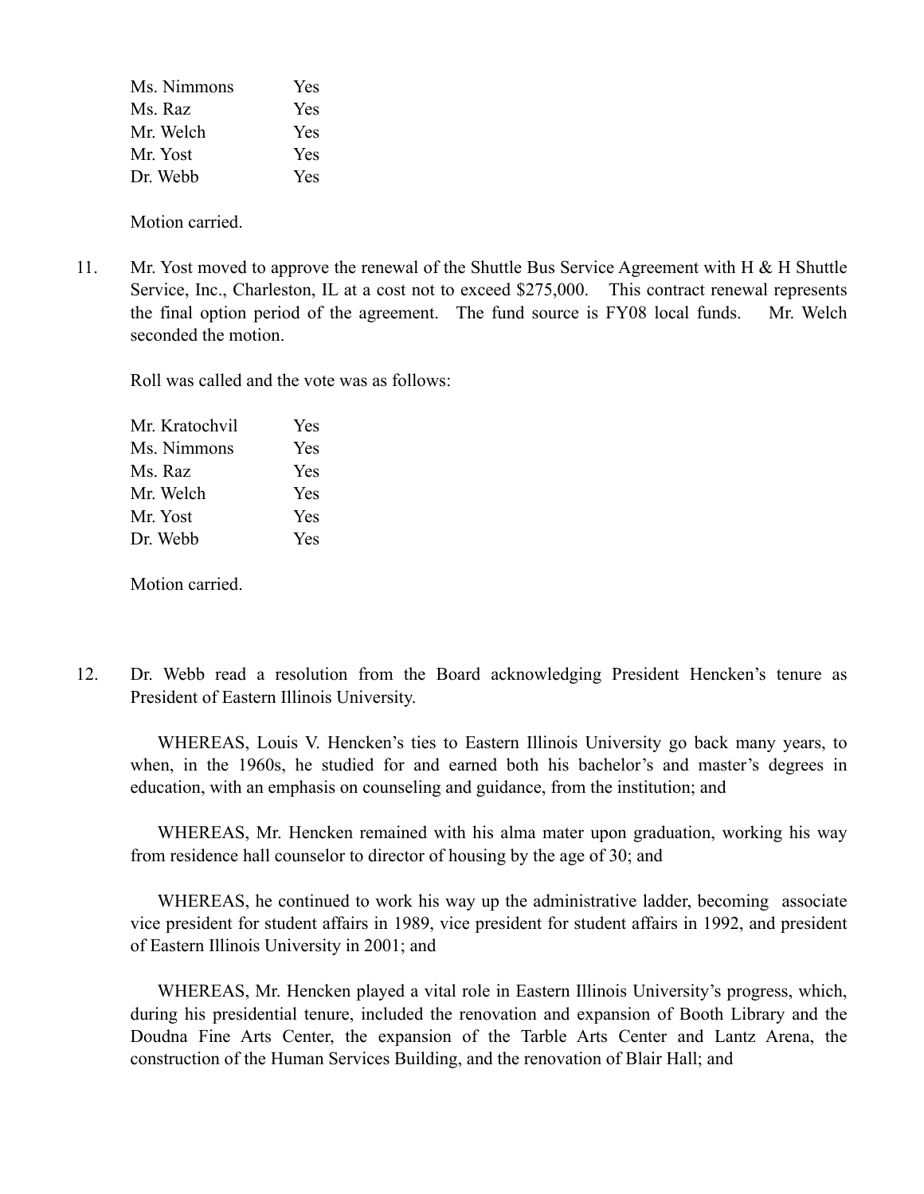| | |
|---|---|
| Ms. Nimmons | Yes |
| Ms. Raz | Yes |
| Mr. Welch | Yes |
| Mr. Yost | Yes |
| Dr. Webb | Yes |

Motion carried.

11. Mr. Yost moved to approve the renewal of the Shuttle Bus Service Agreement with H & H Shuttle Service, Inc., Charleston, IL at a cost not to exceed $275,000. This contract renewal represents the final option period of the agreement. The fund source is FY08 local funds. Mr. Welch seconded the motion.

    Roll was called and the vote was as follows:

| | |
|---|---|
| Mr. Kratochvil | Yes |
| Ms. Nimmons | Yes |
| Ms. Raz | Yes |
| Mr. Welch | Yes |
| Mr. Yost | Yes |
| Dr. Webb | Yes |

Motion carried.

12. Dr. Webb read a resolution from the Board acknowledging President Hencken's tenure as President of Eastern Illinois University.

    WHEREAS, Louis V. Hencken's ties to Eastern Illinois University go back many years, to when, in the 1960s, he studied for and earned both his bachelor's and master's degrees in education, with an emphasis on counseling and guidance, from the institution; and

    WHEREAS, Mr. Hencken remained with his alma mater upon graduation, working his way from residence hall counselor to director of housing by the age of 30; and

    WHEREAS, he continued to work his way up the administrative ladder, becoming associate vice president for student affairs in 1989, vice president for student affairs in 1992, and president of Eastern Illinois University in 2001; and

    WHEREAS, Mr. Hencken played a vital role in Eastern Illinois University's progress, which, during his presidential tenure, included the renovation and expansion of Booth Library and the Doudna Fine Arts Center, the expansion of the Tarble Arts Center and Lantz Arena, the construction of the Human Services Building, and the renovation of Blair Hall; and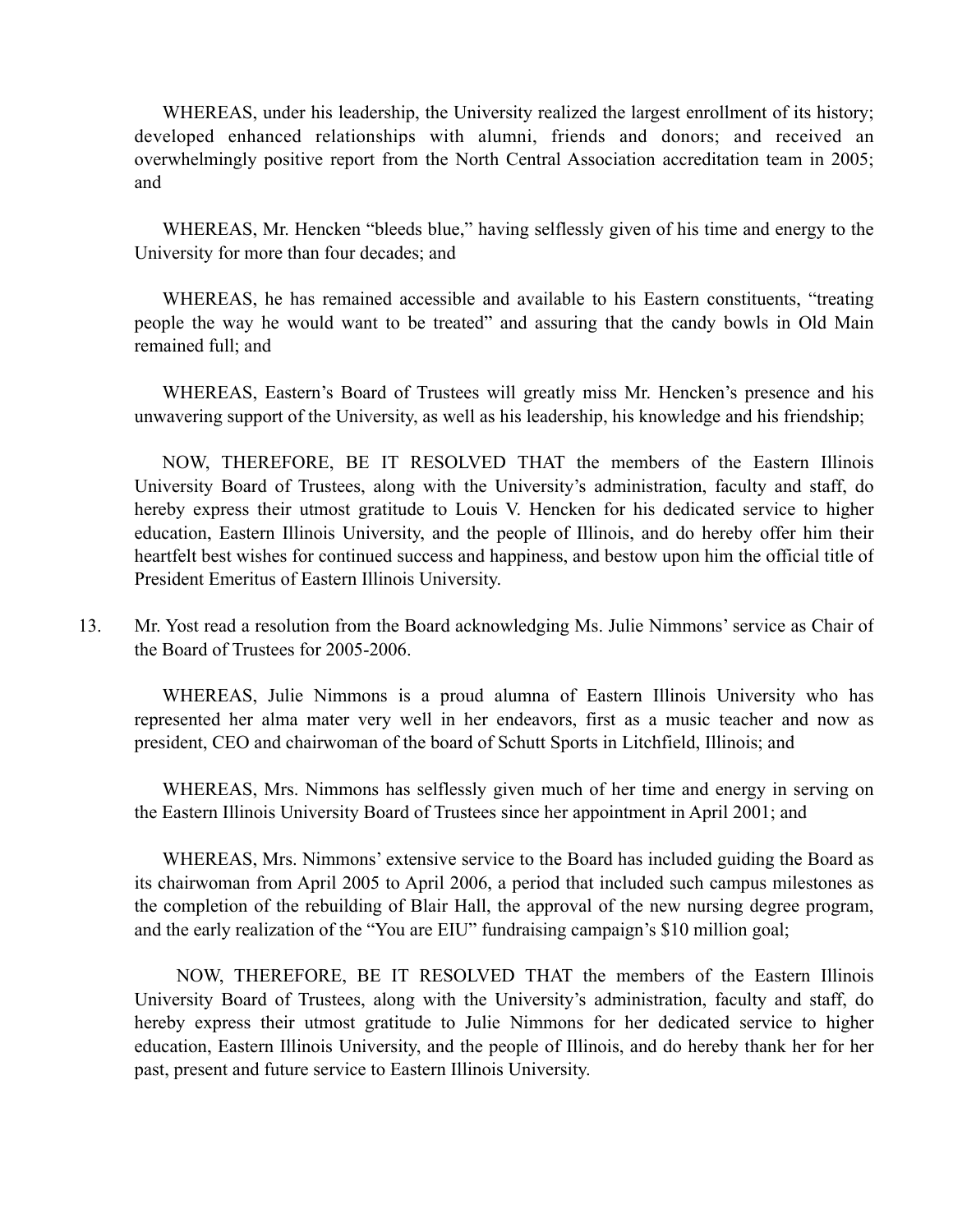WHEREAS, under his leadership, the University realized the largest enrollment of its history; developed enhanced relationships with alumni, friends and donors; and received an overwhelmingly positive report from the North Central Association accreditation team in 2005; and

WHEREAS, Mr. Hencken "bleeds blue," having selflessly given of his time and energy to the University for more than four decades; and

WHEREAS, he has remained accessible and available to his Eastern constituents, "treating people the way he would want to be treated" and assuring that the candy bowls in Old Main remained full; and

WHEREAS, Eastern's Board of Trustees will greatly miss Mr. Hencken's presence and his unwavering support of the University, as well as his leadership, his knowledge and his friendship;

NOW, THEREFORE, BE IT RESOLVED THAT the members of the Eastern Illinois University Board of Trustees, along with the University's administration, faculty and staff, do hereby express their utmost gratitude to Louis V. Hencken for his dedicated service to higher education, Eastern Illinois University, and the people of Illinois, and do hereby offer him their heartfelt best wishes for continued success and happiness, and bestow upon him the official title of President Emeritus of Eastern Illinois University.

13. Mr. Yost read a resolution from the Board acknowledging Ms. Julie Nimmons' service as Chair of the Board of Trustees for 2005-2006.

    WHEREAS, Julie Nimmons is a proud alumna of Eastern Illinois University who has represented her alma mater very well in her endeavors, first as a music teacher and now as president, CEO and chairwoman of the board of Schutt Sports in Litchfield, Illinois; and

    WHEREAS, Mrs. Nimmons has selflessly given much of her time and energy in serving on the Eastern Illinois University Board of Trustees since her appointment in April 2001; and

    WHEREAS, Mrs. Nimmons' extensive service to the Board has included guiding the Board as its chairwoman from April 2005 to April 2006, a period that included such campus milestones as the completion of the rebuilding of Blair Hall, the approval of the new nursing degree program, and the early realization of the "You are EIU" fundraising campaign's $10 million goal;

    NOW, THEREFORE, BE IT RESOLVED THAT the members of the Eastern Illinois University Board of Trustees, along with the University's administration, faculty and staff, do hereby express their utmost gratitude to Julie Nimmons for her dedicated service to higher education, Eastern Illinois University, and the people of Illinois, and do hereby thank her for her past, present and future service to Eastern Illinois University.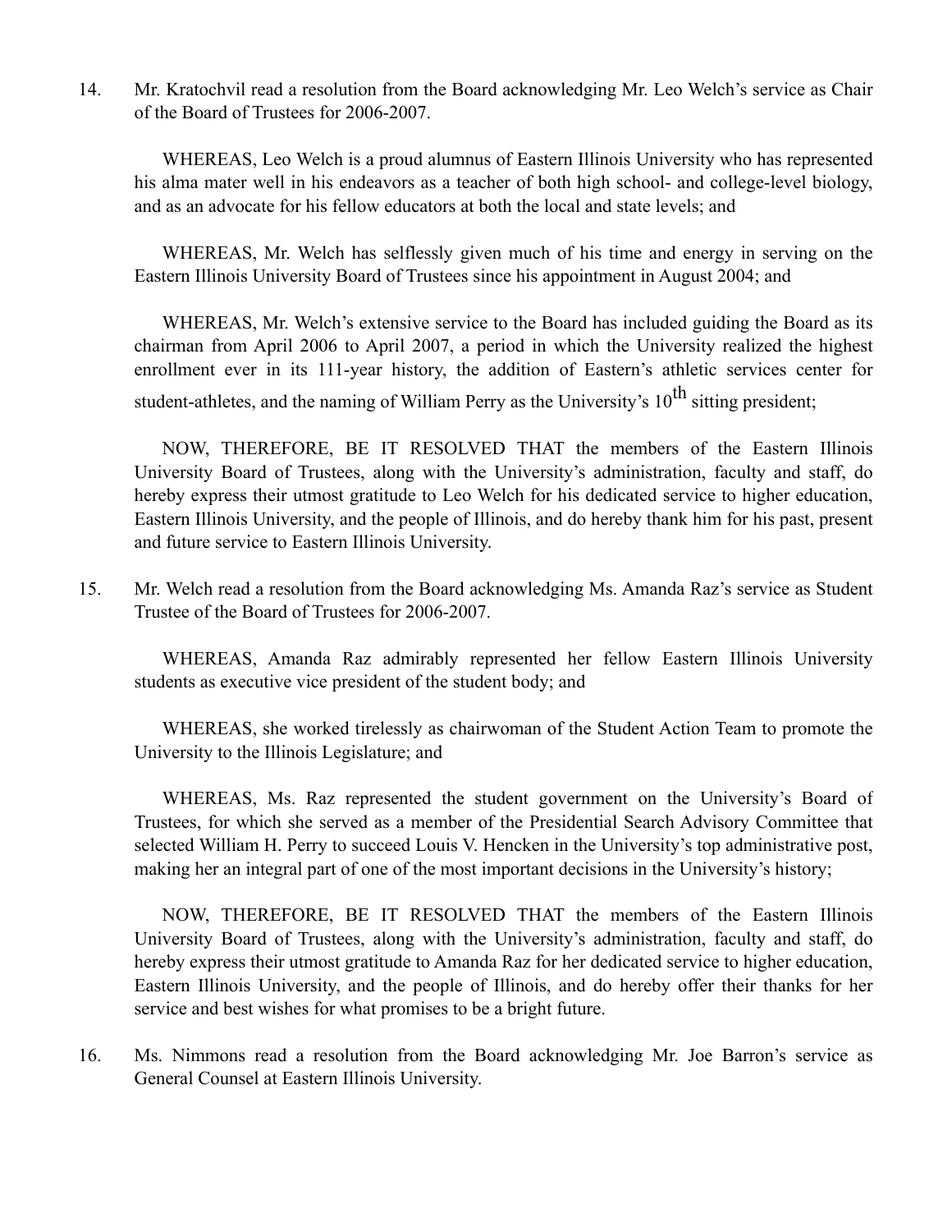14. Mr. Kratochvil read a resolution from the Board acknowledging Mr. Leo Welch's service as Chair of the Board of Trustees for 2006-2007.

    WHEREAS, Leo Welch is a proud alumnus of Eastern Illinois University who has represented his alma mater well in his endeavors as a teacher of both high school- and college-level biology, and as an advocate for his fellow educators at both the local and state levels; and

    WHEREAS, Mr. Welch has selflessly given much of his time and energy in serving on the Eastern Illinois University Board of Trustees since his appointment in August 2004; and

    WHEREAS, Mr. Welch's extensive service to the Board has included guiding the Board as its chairman from April 2006 to April 2007, a period in which the University realized the highest enrollment ever in its 111-year history, the addition of Eastern's athletic services center for student-athletes, and the naming of William Perry as the University's 10th sitting president;

    NOW, THEREFORE, BE IT RESOLVED THAT the members of the Eastern Illinois University Board of Trustees, along with the University's administration, faculty and staff, do hereby express their utmost gratitude to Leo Welch for his dedicated service to higher education, Eastern Illinois University, and the people of Illinois, and do hereby thank him for his past, present and future service to Eastern Illinois University.

15. Mr. Welch read a resolution from the Board acknowledging Ms. Amanda Raz's service as Student Trustee of the Board of Trustees for 2006-2007.

    WHEREAS, Amanda Raz admirably represented her fellow Eastern Illinois University students as executive vice president of the student body; and

    WHEREAS, she worked tirelessly as chairwoman of the Student Action Team to promote the University to the Illinois Legislature; and

    WHEREAS, Ms. Raz represented the student government on the University's Board of Trustees, for which she served as a member of the Presidential Search Advisory Committee that selected William H. Perry to succeed Louis V. Hencken in the University's top administrative post, making her an integral part of one of the most important decisions in the University's history;

    NOW, THEREFORE, BE IT RESOLVED THAT the members of the Eastern Illinois University Board of Trustees, along with the University's administration, faculty and staff, do hereby express their utmost gratitude to Amanda Raz for her dedicated service to higher education, Eastern Illinois University, and the people of Illinois, and do hereby offer their thanks for her service and best wishes for what promises to be a bright future.

16. Ms. Nimmons read a resolution from the Board acknowledging Mr. Joe Barron's service as General Counsel at Eastern Illinois University.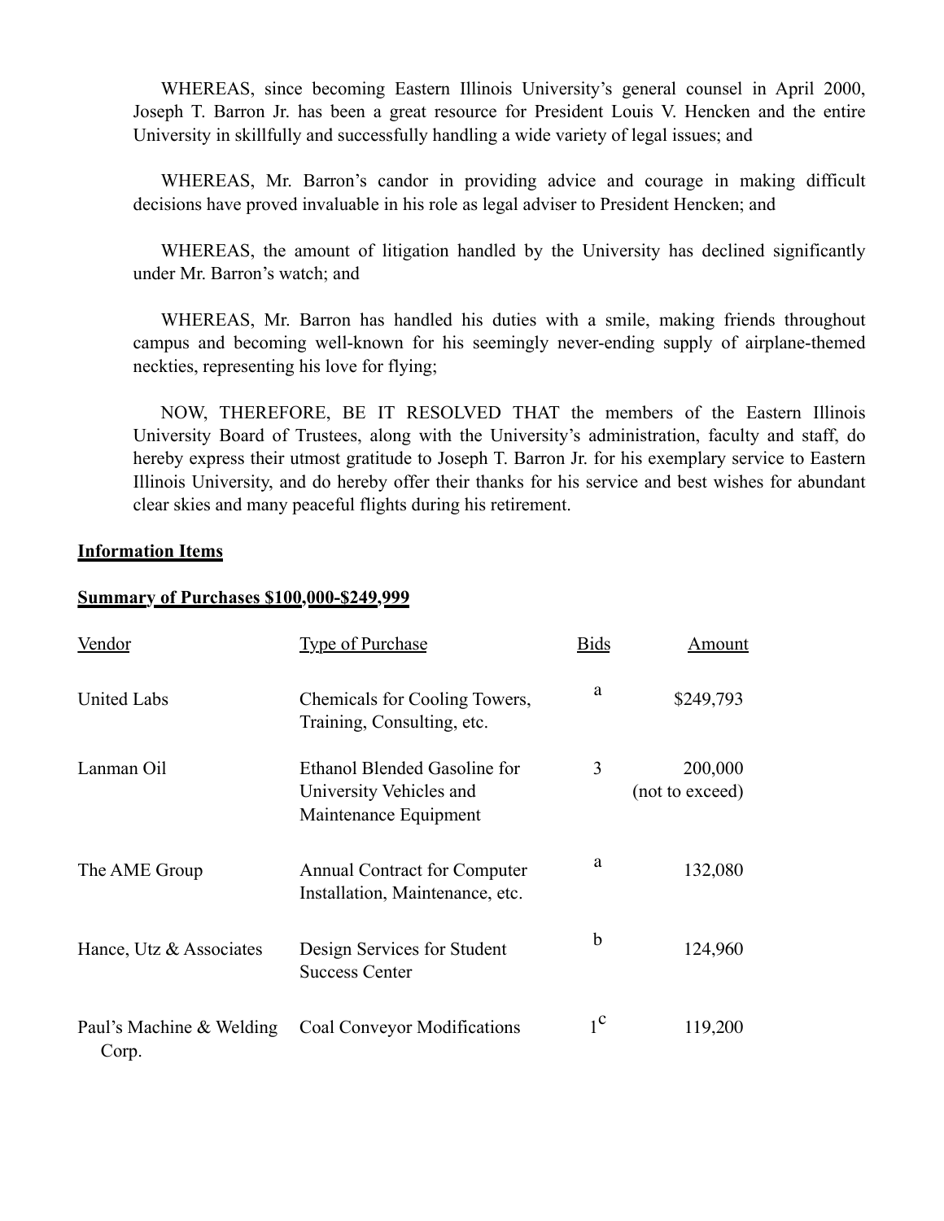WHEREAS, since becoming Eastern Illinois University's general counsel in April 2000, Joseph T. Barron Jr. has been a great resource for President Louis V. Hencken and the entire University in skillfully and successfully handling a wide variety of legal issues; and

WHEREAS, Mr. Barron's candor in providing advice and courage in making difficult decisions have proved invaluable in his role as legal adviser to President Hencken; and

WHEREAS, the amount of litigation handled by the University has declined significantly under Mr. Barron's watch; and

WHEREAS, Mr. Barron has handled his duties with a smile, making friends throughout campus and becoming well-known for his seemingly never-ending supply of airplane-themed neckties, representing his love for flying;

NOW, THEREFORE, BE IT RESOLVED THAT the members of the Eastern Illinois University Board of Trustees, along with the University's administration, faculty and staff, do hereby express their utmost gratitude to Joseph T. Barron Jr. for his exemplary service to Eastern Illinois University, and do hereby offer their thanks for his service and best wishes for abundant clear skies and many peaceful flights during his retirement.

**Information Items**

**Summary of Purchases $100,000-$249,999**

| Vendor | Type of Purchase | Bids | Amount |
|---|---|---|---|
| United Labs | Chemicals for Cooling Towers, Training, Consulting, etc. | a | $249,793 |
| Lanman Oil | Ethanol Blended Gasoline for University Vehicles and Maintenance Equipment | 3 | 200,000 (not to exceed) |
| The AME Group | Annual Contract for Computer Installation, Maintenance, etc. | a | 132,080 |
| Hance, Utz & Associates | Design Services for Student Success Center | b | 124,960 |
| Paul's Machine & Welding Corp. | Coal Conveyor Modifications | 1[c] | 119,200 |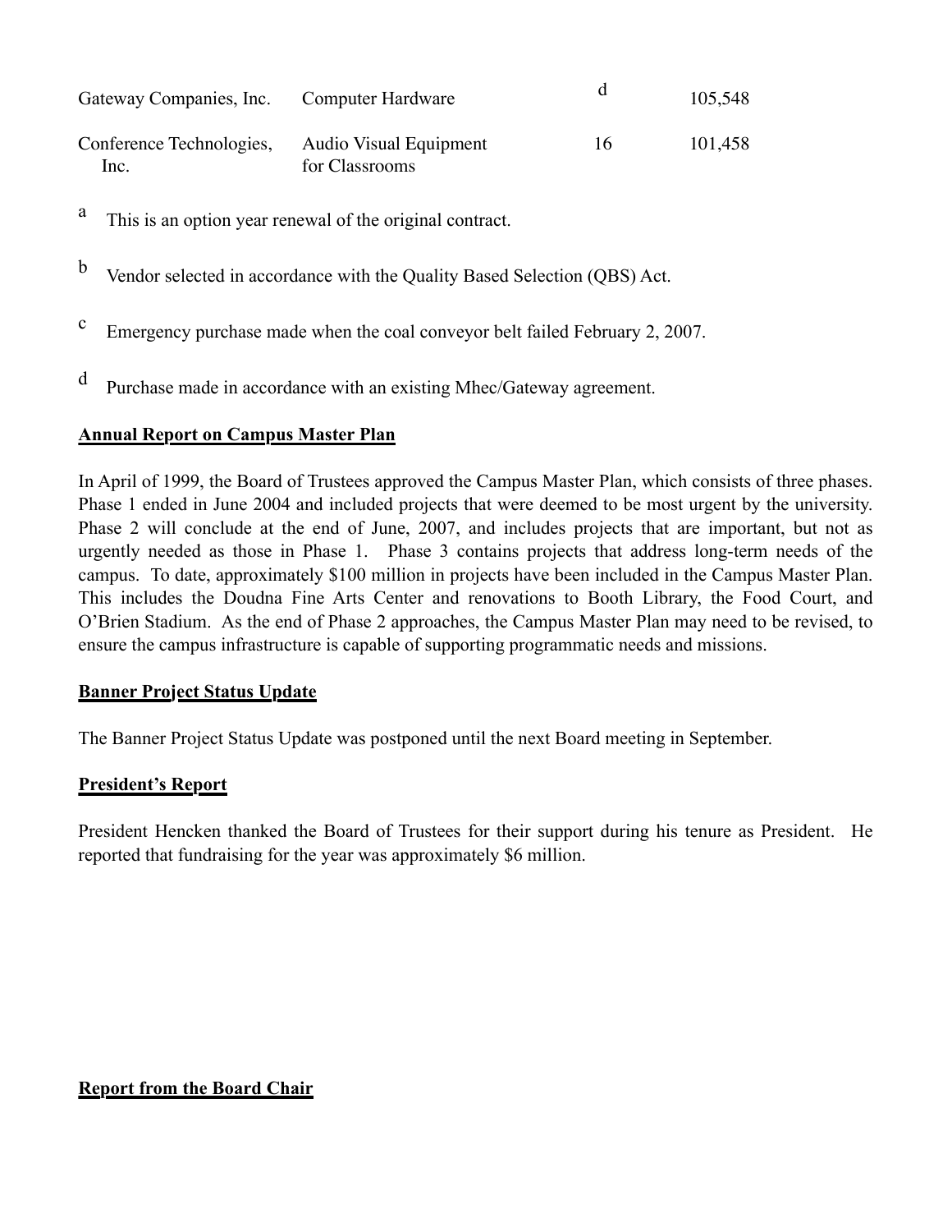| | | | |
|---|---|---|---|
| Gateway Companies, Inc. | Computer Hardware | d | 105,548 |
| Conference Technologies, Inc. | Audio Visual Equipment for Classrooms | 16 | 101,458 |

[a] This is an option year renewal of the original contract.

[b] Vendor selected in accordance with the Quality Based Selection (QBS) Act.

[c] Emergency purchase made when the coal conveyor belt failed February 2, 2007.

[d] Purchase made in accordance with an existing Mhec/Gateway agreement.

**Annual Report on Campus Master Plan**

In April of 1999, the Board of Trustees approved the Campus Master Plan, which consists of three phases. Phase 1 ended in June 2004 and included projects that were deemed to be most urgent by the university. Phase 2 will conclude at the end of June, 2007, and includes projects that are important, but not as urgently needed as those in Phase 1. Phase 3 contains projects that address long-term needs of the campus. To date, approximately $100 million in projects have been included in the Campus Master Plan. This includes the Doudna Fine Arts Center and renovations to Booth Library, the Food Court, and O'Brien Stadium. As the end of Phase 2 approaches, the Campus Master Plan may need to be revised, to ensure the campus infrastructure is capable of supporting programmatic needs and missions.

**Banner Project Status Update**

The Banner Project Status Update was postponed until the next Board meeting in September.

**President's Report**

President Hencken thanked the Board of Trustees for their support during his tenure as President. He reported that fundraising for the year was approximately $6 million.

**Report from the Board Chair**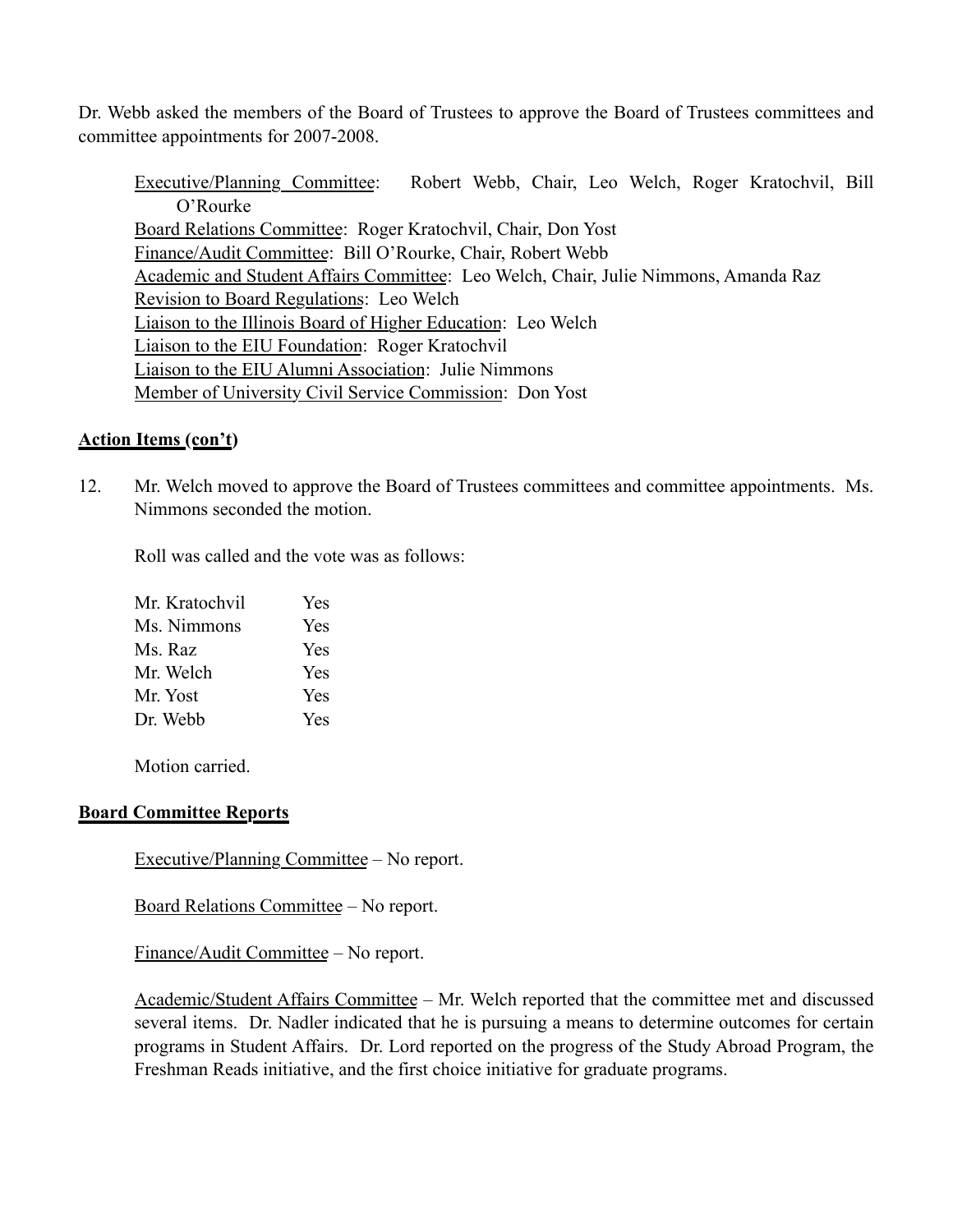Dr. Webb asked the members of the Board of Trustees to approve the Board of Trustees committees and committee appointments for 2007-2008.

Executive/Planning Committee: Robert Webb, Chair, Leo Welch, Roger Kratochvil, Bill O'Rourke
Board Relations Committee: Roger Kratochvil, Chair, Don Yost
Finance/Audit Committee: Bill O'Rourke, Chair, Robert Webb
Academic and Student Affairs Committee: Leo Welch, Chair, Julie Nimmons, Amanda Raz
Revision to Board Regulations: Leo Welch
Liaison to the Illinois Board of Higher Education: Leo Welch
Liaison to the EIU Foundation: Roger Kratochvil
Liaison to the EIU Alumni Association: Julie Nimmons
Member of University Civil Service Commission: Don Yost

**Action Items (con't)**

12. Mr. Welch moved to approve the Board of Trustees committees and committee appointments. Ms. Nimmons seconded the motion.

Roll was called and the vote was as follows:

| | |
|---|---|
| Mr. Kratochvil | Yes |
| Ms. Nimmons | Yes |
| Ms. Raz | Yes |
| Mr. Welch | Yes |
| Mr. Yost | Yes |
| Dr. Webb | Yes |

Motion carried.

**Board Committee Reports**

Executive/Planning Committee – No report.

Board Relations Committee – No report.

Finance/Audit Committee – No report.

Academic/Student Affairs Committee – Mr. Welch reported that the committee met and discussed several items. Dr. Nadler indicated that he is pursuing a means to determine outcomes for certain programs in Student Affairs. Dr. Lord reported on the progress of the Study Abroad Program, the Freshman Reads initiative, and the first choice initiative for graduate programs.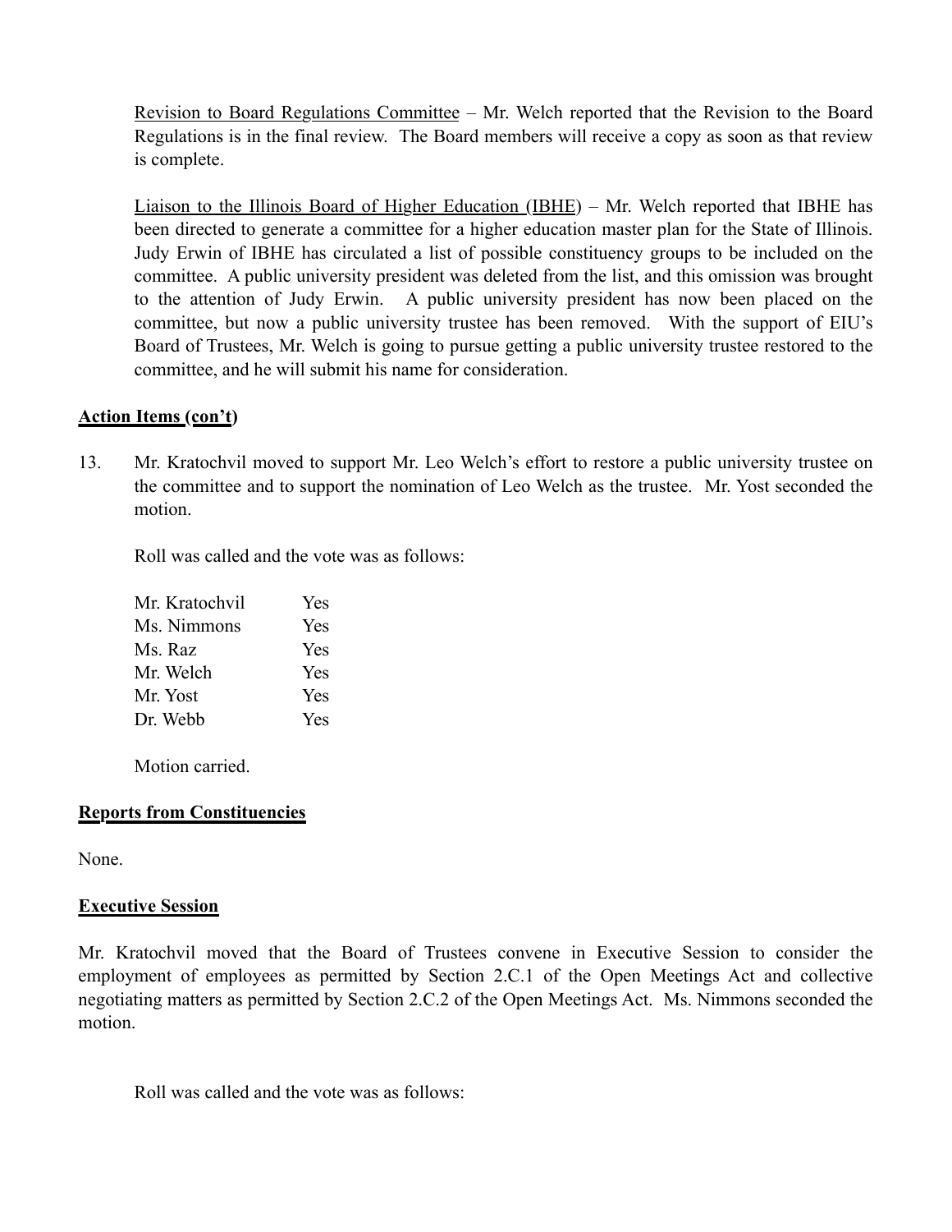Revision to Board Regulations Committee – Mr. Welch reported that the Revision to the Board Regulations is in the final review. The Board members will receive a copy as soon as that review is complete.

Liaison to the Illinois Board of Higher Education (IBHE) – Mr. Welch reported that IBHE has been directed to generate a committee for a higher education master plan for the State of Illinois. Judy Erwin of IBHE has circulated a list of possible constituency groups to be included on the committee. A public university president was deleted from the list, and this omission was brought to the attention of Judy Erwin. A public university president has now been placed on the committee, but now a public university trustee has been removed. With the support of EIU's Board of Trustees, Mr. Welch is going to pursue getting a public university trustee restored to the committee, and he will submit his name for consideration.

## Action Items (con't)

13. Mr. Kratochvil moved to support Mr. Leo Welch's effort to restore a public university trustee on the committee and to support the nomination of Leo Welch as the trustee. Mr. Yost seconded the motion.

    Roll was called and the vote was as follows:

    | | |
    |---|---|
    | Mr. Kratochvil | Yes |
    | Ms. Nimmons | Yes |
    | Ms. Raz | Yes |
    | Mr. Welch | Yes |
    | Mr. Yost | Yes |
    | Dr. Webb | Yes |

    Motion carried.

## Reports from Constituencies

None.

## Executive Session

Mr. Kratochvil moved that the Board of Trustees convene in Executive Session to consider the employment of employees as permitted by Section 2.C.1 of the Open Meetings Act and collective negotiating matters as permitted by Section 2.C.2 of the Open Meetings Act. Ms. Nimmons seconded the motion.

Roll was called and the vote was as follows: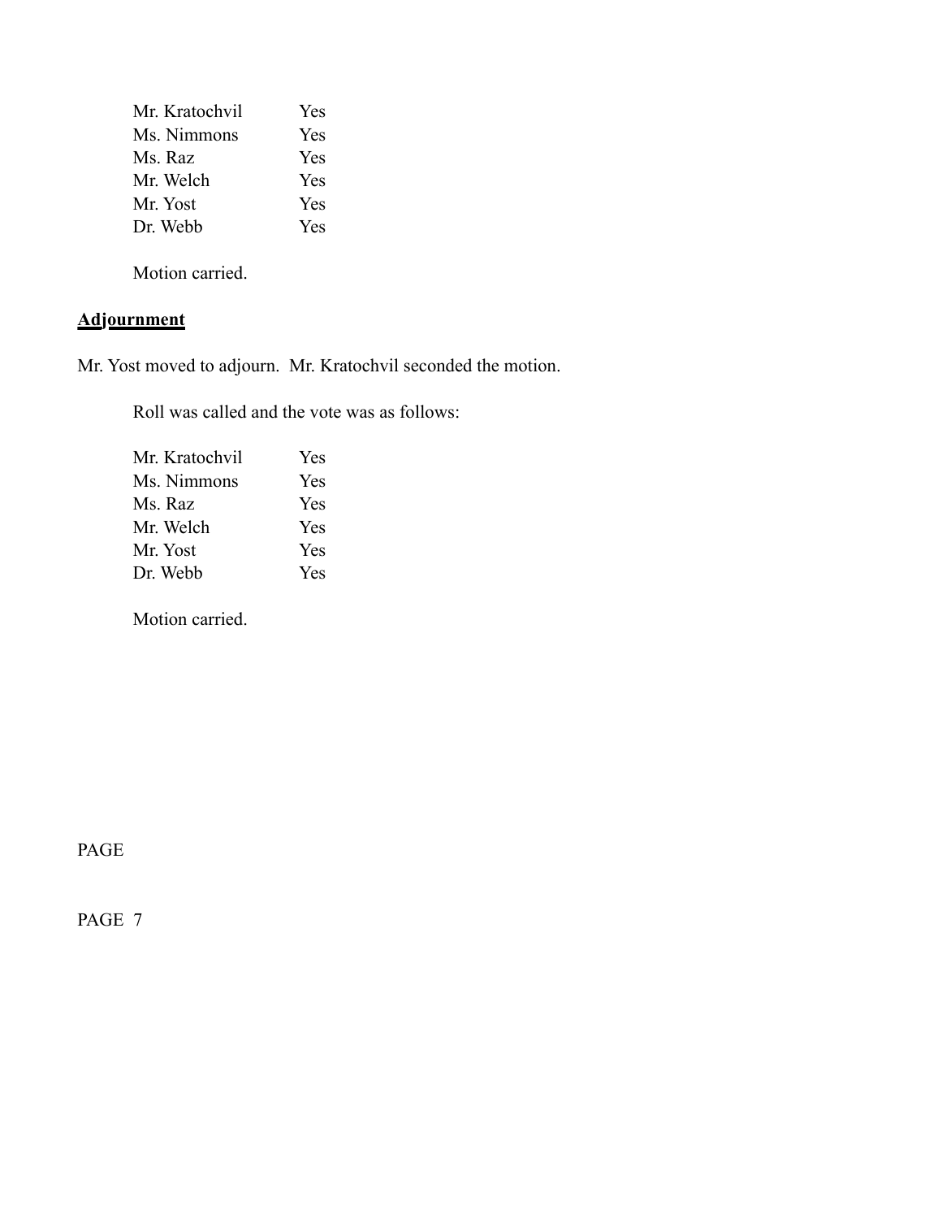| | |
|---|---|
| Mr. Kratochvil | Yes |
| Ms. Nimmons | Yes |
| Ms. Raz | Yes |
| Mr. Welch | Yes |
| Mr. Yost | Yes |
| Dr. Webb | Yes |

Motion carried.

**Adjournment**

Mr. Yost moved to adjourn. Mr. Kratochvil seconded the motion.

Roll was called and the vote was as follows:

| | |
|---|---|
| Mr. Kratochvil | Yes |
| Ms. Nimmons | Yes |
| Ms. Raz | Yes |
| Mr. Welch | Yes |
| Mr. Yost | Yes |
| Dr. Webb | Yes |

Motion carried.